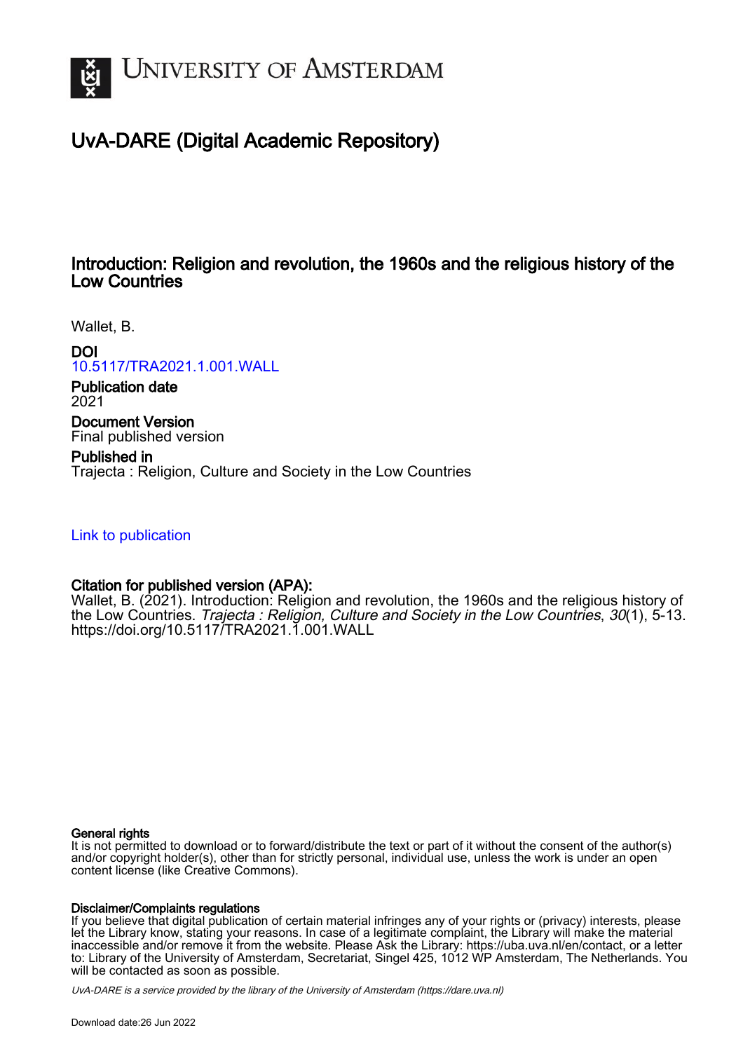# UvA-DARE (Digital Academic Repository)

## Introduction: Religion and revolution, the 1960s and the religious history of the Low Countries

Wallet, B.

**DOI**
10.5117/TRA2021.1.001.WALL

**Publication date**
2021

**Document Version**
Final published version

**Published in**
Trajecta : Religion, Culture and Society in the Low Countries

Link to publication

**Citation for published version (APA):**
Wallet, B. (2021). Introduction: Religion and revolution, the 1960s and the religious history of the Low Countries. *Trajecta : Religion, Culture and Society in the Low Countries*, *30*(1), 5-13. https://doi.org/10.5117/TRA2021.1.001.WALL

**General rights**
It is not permitted to download or to forward/distribute the text or part of it without the consent of the author(s) and/or copyright holder(s), other than for strictly personal, individual use, unless the work is under an open content license (like Creative Commons).

**Disclaimer/Complaints regulations**
If you believe that digital publication of certain material infringes any of your rights or (privacy) interests, please let the Library know, stating your reasons. In case of a legitimate complaint, the Library will make the material inaccessible and/or remove it from the website. Please Ask the Library: https://uba.uva.nl/en/contact, or a letter to: Library of the University of Amsterdam, Secretariat, Singel 425, 1012 WP Amsterdam, The Netherlands. You will be contacted as soon as possible.

UvA-DARE is a service provided by the library of the University of Amsterdam (https://dare.uva.nl)

Download date:26 Jun 2022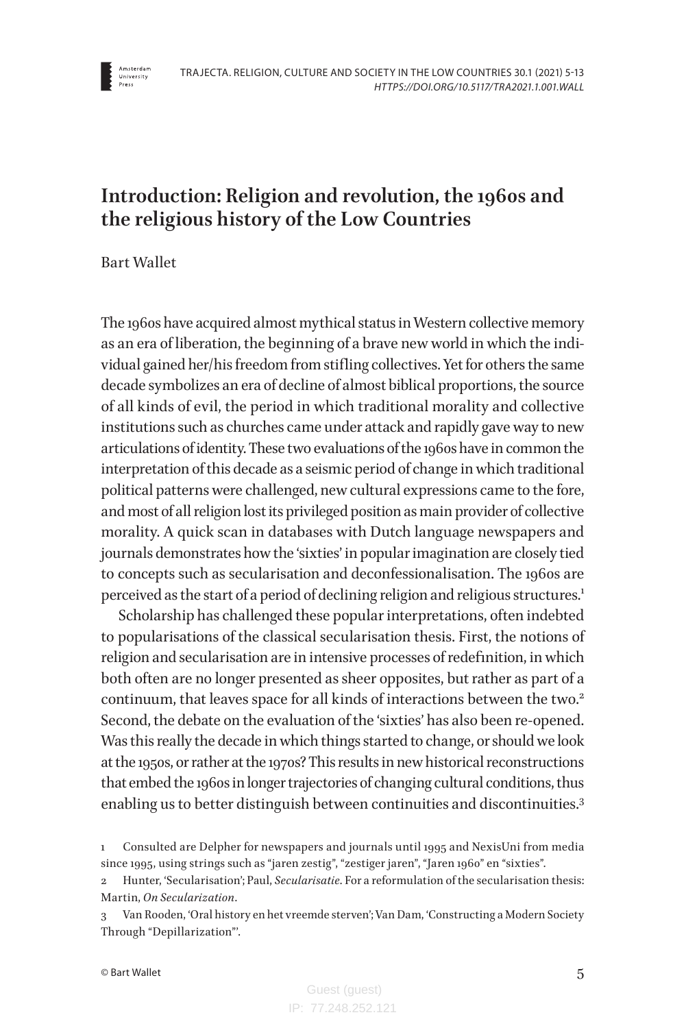# Introduction: Religion and revolution, the 1960s and the religious history of the Low Countries

Bart Wallet

The 1960s have acquired almost mythical status in Western collective memory as an era of liberation, the beginning of a brave new world in which the individual gained her/his freedom from stifling collectives. Yet for others the same decade symbolizes an era of decline of almost biblical proportions, the source of all kinds of evil, the period in which traditional morality and collective institutions such as churches came under attack and rapidly gave way to new articulations of identity. These two evaluations of the 1960s have in common the interpretation of this decade as a seismic period of change in which traditional political patterns were challenged, new cultural expressions came to the fore, and most of all religion lost its privileged position as main provider of collective morality. A quick scan in databases with Dutch language newspapers and journals demonstrates how the 'sixties' in popular imagination are closely tied to concepts such as secularisation and deconfessionalisation. The 1960s are perceived as the start of a period of declining religion and religious structures.[1]

Scholarship has challenged these popular interpretations, often indebted to popularisations of the classical secularisation thesis. First, the notions of religion and secularisation are in intensive processes of redefinition, in which both often are no longer presented as sheer opposites, but rather as part of a continuum, that leaves space for all kinds of interactions between the two.[2] Second, the debate on the evaluation of the 'sixties' has also been re-opened. Was this really the decade in which things started to change, or should we look at the 1950s, or rather at the 1970s? This results in new historical reconstructions that embed the 1960s in longer trajectories of changing cultural conditions, thus enabling us to better distinguish between continuities and discontinuities.[3]

1 Consulted are Delpher for newspapers and journals until 1995 and NexisUni from media since 1995, using strings such as "jaren zestig", "zestiger jaren", "Jaren 1960" en "sixties".

2 Hunter, 'Secularisation'; Paul, *Secularisatie*. For a reformulation of the secularisation thesis: Martin, *On Secularization*.

3 Van Rooden, 'Oral history en het vreemde sterven'; Van Dam, 'Constructing a Modern Society Through "Depillarization"'.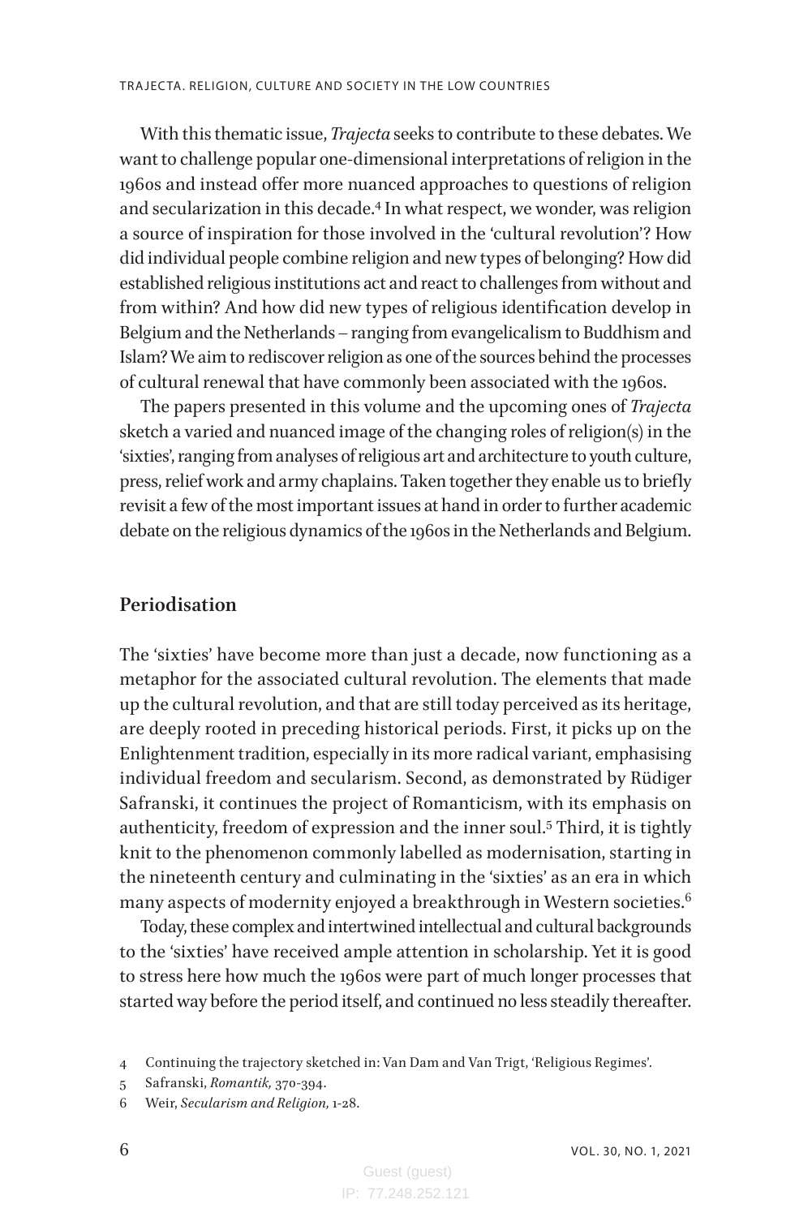With this thematic issue, *Trajecta* seeks to contribute to these debates. We want to challenge popular one-dimensional interpretations of religion in the 1960s and instead offer more nuanced approaches to questions of religion and secularization in this decade.[4] In what respect, we wonder, was religion a source of inspiration for those involved in the 'cultural revolution'? How did individual people combine religion and new types of belonging? How did established religious institutions act and react to challenges from without and from within? And how did new types of religious identification develop in Belgium and the Netherlands – ranging from evangelicalism to Buddhism and Islam? We aim to rediscover religion as one of the sources behind the processes of cultural renewal that have commonly been associated with the 1960s.

The papers presented in this volume and the upcoming ones of *Trajecta* sketch a varied and nuanced image of the changing roles of religion(s) in the 'sixties', ranging from analyses of religious art and architecture to youth culture, press, relief work and army chaplains. Taken together they enable us to briefly revisit a few of the most important issues at hand in order to further academic debate on the religious dynamics of the 1960s in the Netherlands and Belgium.

## Periodisation

The 'sixties' have become more than just a decade, now functioning as a metaphor for the associated cultural revolution. The elements that made up the cultural revolution, and that are still today perceived as its heritage, are deeply rooted in preceding historical periods. First, it picks up on the Enlightenment tradition, especially in its more radical variant, emphasising individual freedom and secularism. Second, as demonstrated by Rüdiger Safranski, it continues the project of Romanticism, with its emphasis on authenticity, freedom of expression and the inner soul.[5] Third, it is tightly knit to the phenomenon commonly labelled as modernisation, starting in the nineteenth century and culminating in the 'sixties' as an era in which many aspects of modernity enjoyed a breakthrough in Western societies.[6]

Today, these complex and intertwined intellectual and cultural backgrounds to the 'sixties' have received ample attention in scholarship. Yet it is good to stress here how much the 1960s were part of much longer processes that started way before the period itself, and continued no less steadily thereafter.

4 Continuing the trajectory sketched in: Van Dam and Van Trigt, 'Religious Regimes'.

5 Safranski, *Romantik,* 370-394.

6 Weir, *Secularism and Religion,* 1-28.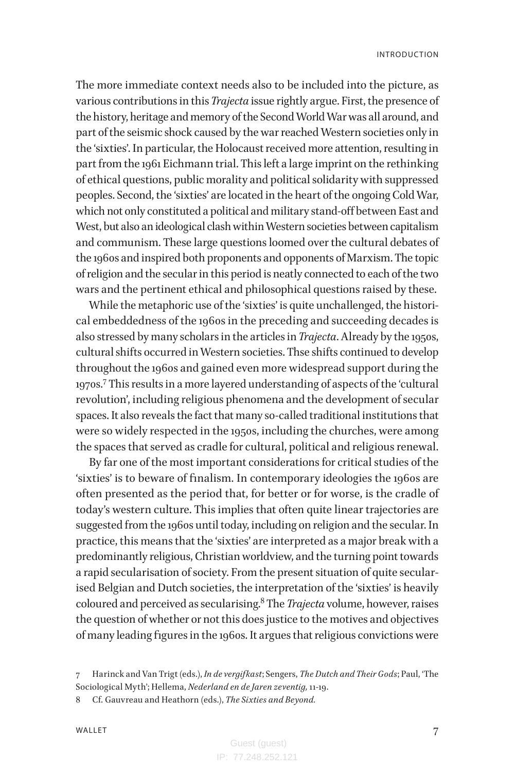The more immediate context needs also to be included into the picture, as various contributions in this *Trajecta* issue rightly argue. First, the presence of the history, heritage and memory of the Second World War was all around, and part of the seismic shock caused by the war reached Western societies only in the 'sixties'. In particular, the Holocaust received more attention, resulting in part from the 1961 Eichmann trial. This left a large imprint on the rethinking of ethical questions, public morality and political solidarity with suppressed peoples. Second, the 'sixties' are located in the heart of the ongoing Cold War, which not only constituted a political and military stand-off between East and West, but also an ideological clash within Western societies between capitalism and communism. These large questions loomed over the cultural debates of the 1960s and inspired both proponents and opponents of Marxism. The topic of religion and the secular in this period is neatly connected to each of the two wars and the pertinent ethical and philosophical questions raised by these.

While the metaphoric use of the 'sixties' is quite unchallenged, the historical embeddedness of the 1960s in the preceding and succeeding decades is also stressed by many scholars in the articles in *Trajecta*. Already by the 1950s, cultural shifts occurred in Western societies. Thse shifts continued to develop throughout the 1960s and gained even more widespread support during the 1970s.[7] This results in a more layered understanding of aspects of the 'cultural revolution', including religious phenomena and the development of secular spaces. It also reveals the fact that many so-called traditional institutions that were so widely respected in the 1950s, including the churches, were among the spaces that served as cradle for cultural, political and religious renewal.

By far one of the most important considerations for critical studies of the 'sixties' is to beware of finalism. In contemporary ideologies the 1960s are often presented as the period that, for better or for worse, is the cradle of today's western culture. This implies that often quite linear trajectories are suggested from the 1960s until today, including on religion and the secular. In practice, this means that the 'sixties' are interpreted as a major break with a predominantly religious, Christian worldview, and the turning point towards a rapid secularisation of society. From the present situation of quite secularised Belgian and Dutch societies, the interpretation of the 'sixties' is heavily coloured and perceived as secularising.[8] The *Trajecta* volume, however, raises the question of whether or not this does justice to the motives and objectives of many leading figures in the 1960s. It argues that religious convictions were

7 Harinck and Van Trigt (eds.), *In de vergifkast*; Sengers, *The Dutch and Their Gods*; Paul, 'The Sociological Myth'; Hellema, *Nederland en de Jaren zeventig,* 11-19.

8 Cf. Gauvreau and Heathorn (eds.), *The Sixties and Beyond.*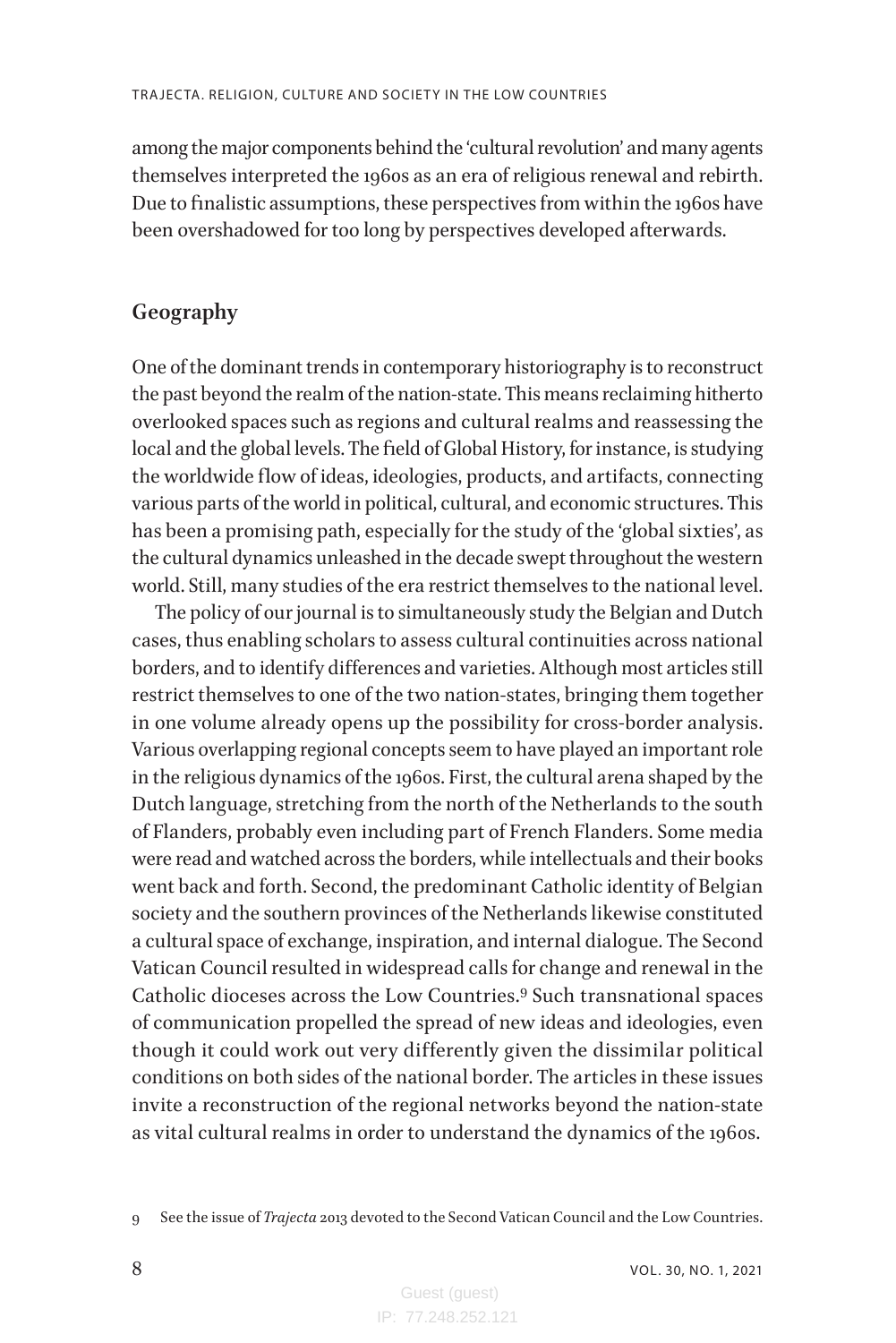among the major components behind the 'cultural revolution' and many agents themselves interpreted the 1960s as an era of religious renewal and rebirth. Due to finalistic assumptions, these perspectives from within the 1960s have been overshadowed for too long by perspectives developed afterwards.

## Geography

One of the dominant trends in contemporary historiography is to reconstruct the past beyond the realm of the nation-state. This means reclaiming hitherto overlooked spaces such as regions and cultural realms and reassessing the local and the global levels. The field of Global History, for instance, is studying the worldwide flow of ideas, ideologies, products, and artifacts, connecting various parts of the world in political, cultural, and economic structures. This has been a promising path, especially for the study of the 'global sixties', as the cultural dynamics unleashed in the decade swept throughout the western world. Still, many studies of the era restrict themselves to the national level.

The policy of our journal is to simultaneously study the Belgian and Dutch cases, thus enabling scholars to assess cultural continuities across national borders, and to identify differences and varieties. Although most articles still restrict themselves to one of the two nation-states, bringing them together in one volume already opens up the possibility for cross-border analysis. Various overlapping regional concepts seem to have played an important role in the religious dynamics of the 1960s. First, the cultural arena shaped by the Dutch language, stretching from the north of the Netherlands to the south of Flanders, probably even including part of French Flanders. Some media were read and watched across the borders, while intellectuals and their books went back and forth. Second, the predominant Catholic identity of Belgian society and the southern provinces of the Netherlands likewise constituted a cultural space of exchange, inspiration, and internal dialogue. The Second Vatican Council resulted in widespread calls for change and renewal in the Catholic dioceses across the Low Countries.[9] Such transnational spaces of communication propelled the spread of new ideas and ideologies, even though it could work out very differently given the dissimilar political conditions on both sides of the national border. The articles in these issues invite a reconstruction of the regional networks beyond the nation-state as vital cultural realms in order to understand the dynamics of the 1960s.

9 See the issue of *Trajecta* 2013 devoted to the Second Vatican Council and the Low Countries.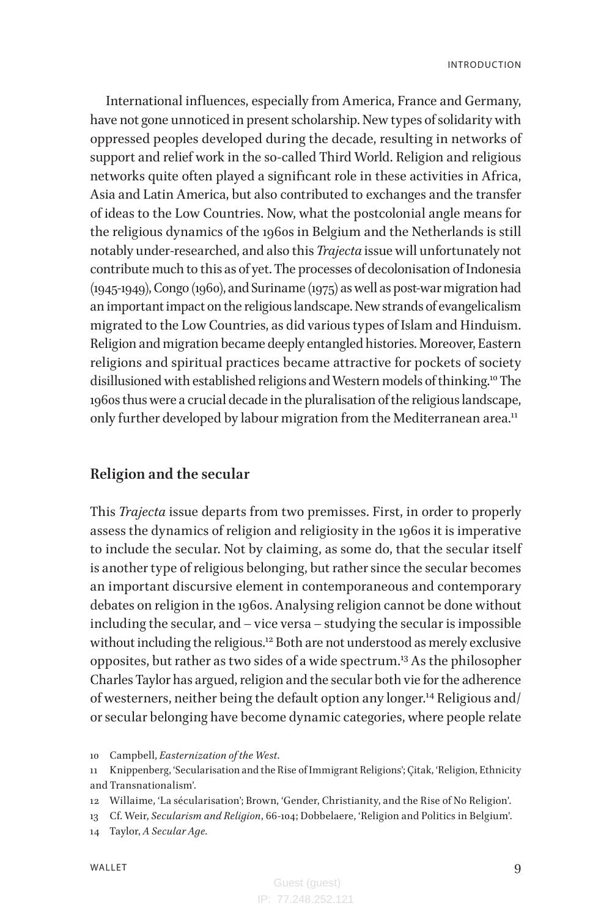International influences, especially from America, France and Germany, have not gone unnoticed in present scholarship. New types of solidarity with oppressed peoples developed during the decade, resulting in networks of support and relief work in the so-called Third World. Religion and religious networks quite often played a significant role in these activities in Africa, Asia and Latin America, but also contributed to exchanges and the transfer of ideas to the Low Countries. Now, what the postcolonial angle means for the religious dynamics of the 1960s in Belgium and the Netherlands is still notably under-researched, and also this *Trajecta* issue will unfortunately not contribute much to this as of yet. The processes of decolonisation of Indonesia (1945-1949), Congo (1960), and Suriname (1975) as well as post-war migration had an important impact on the religious landscape. New strands of evangelicalism migrated to the Low Countries, as did various types of Islam and Hinduism. Religion and migration became deeply entangled histories. Moreover, Eastern religions and spiritual practices became attractive for pockets of society disillusioned with established religions and Western models of thinking.[10] The 1960s thus were a crucial decade in the pluralisation of the religious landscape, only further developed by labour migration from the Mediterranean area.[11]

## Religion and the secular

This *Trajecta* issue departs from two premisses. First, in order to properly assess the dynamics of religion and religiosity in the 1960s it is imperative to include the secular. Not by claiming, as some do, that the secular itself is another type of religious belonging, but rather since the secular becomes an important discursive element in contemporaneous and contemporary debates on religion in the 1960s. Analysing religion cannot be done without including the secular, and – vice versa – studying the secular is impossible without including the religious.[12] Both are not understood as merely exclusive opposites, but rather as two sides of a wide spectrum.[13] As the philosopher Charles Taylor has argued, religion and the secular both vie for the adherence of westerners, neither being the default option any longer.[14] Religious and/or secular belonging have become dynamic categories, where people relate

10 Campbell, *Easternization of the West*.

11 Knippenberg, 'Secularisation and the Rise of Immigrant Religions'; Çitak, 'Religion, Ethnicity and Transnationalism'.

12 Willaime, 'La sécularisation'; Brown, 'Gender, Christianity, and the Rise of No Religion'.

13 Cf. Weir, *Secularism and Religion*, 66-104; Dobbelaere, 'Religion and Politics in Belgium'.

14 Taylor, *A Secular Age*.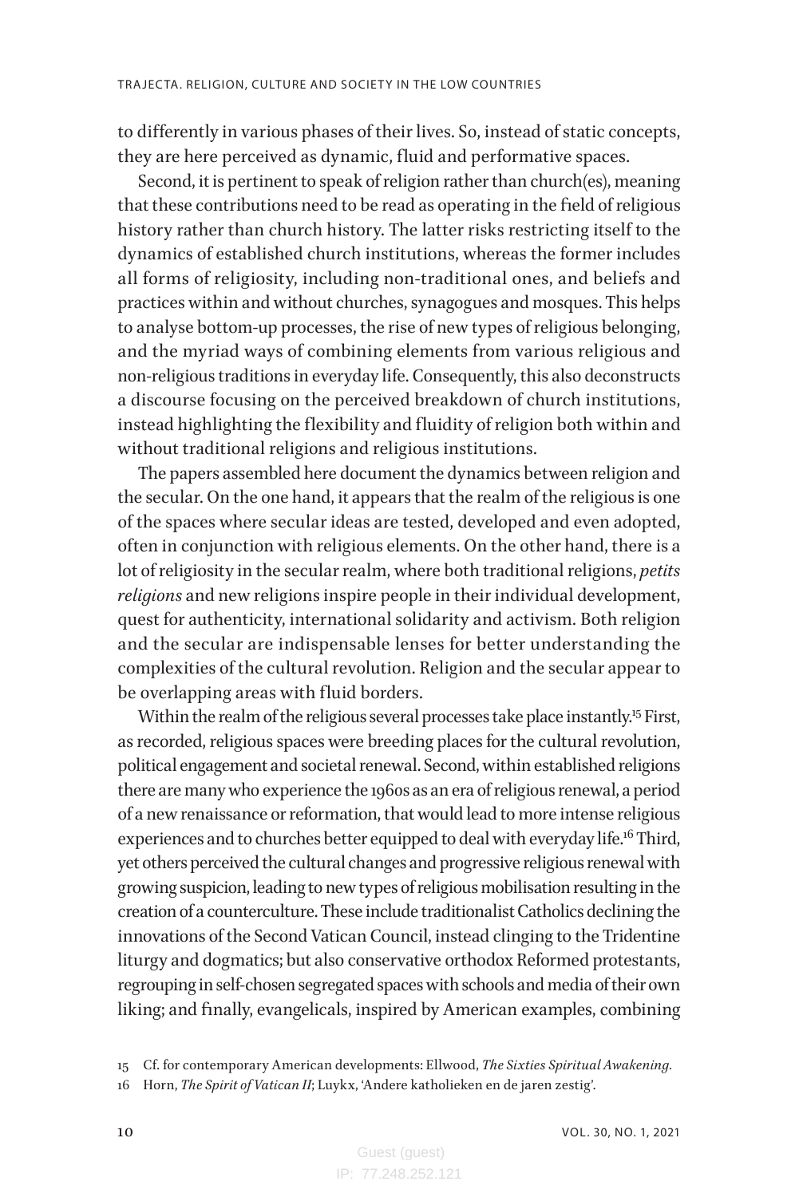to differently in various phases of their lives. So, instead of static concepts, they are here perceived as dynamic, fluid and performative spaces.

Second, it is pertinent to speak of religion rather than church(es), meaning that these contributions need to be read as operating in the field of religious history rather than church history. The latter risks restricting itself to the dynamics of established church institutions, whereas the former includes all forms of religiosity, including non-traditional ones, and beliefs and practices within and without churches, synagogues and mosques. This helps to analyse bottom-up processes, the rise of new types of religious belonging, and the myriad ways of combining elements from various religious and non-religious traditions in everyday life. Consequently, this also deconstructs a discourse focusing on the perceived breakdown of church institutions, instead highlighting the flexibility and fluidity of religion both within and without traditional religions and religious institutions.

The papers assembled here document the dynamics between religion and the secular. On the one hand, it appears that the realm of the religious is one of the spaces where secular ideas are tested, developed and even adopted, often in conjunction with religious elements. On the other hand, there is a lot of religiosity in the secular realm, where both traditional religions, *petits religions* and new religions inspire people in their individual development, quest for authenticity, international solidarity and activism. Both religion and the secular are indispensable lenses for better understanding the complexities of the cultural revolution. Religion and the secular appear to be overlapping areas with fluid borders.

Within the realm of the religious several processes take place instantly.[15] First, as recorded, religious spaces were breeding places for the cultural revolution, political engagement and societal renewal. Second, within established religions there are many who experience the 1960s as an era of religious renewal, a period of a new renaissance or reformation, that would lead to more intense religious experiences and to churches better equipped to deal with everyday life.[16] Third, yet others perceived the cultural changes and progressive religious renewal with growing suspicion, leading to new types of religious mobilisation resulting in the creation of a counterculture. These include traditionalist Catholics declining the innovations of the Second Vatican Council, instead clinging to the Tridentine liturgy and dogmatics; but also conservative orthodox Reformed protestants, regrouping in self-chosen segregated spaces with schools and media of their own liking; and finally, evangelicals, inspired by American examples, combining

15 Cf. for contemporary American developments: Ellwood, *The Sixties Spiritual Awakening*.

16 Horn, *The Spirit of Vatican II*; Luykx, 'Andere katholieken en de jaren zestig'.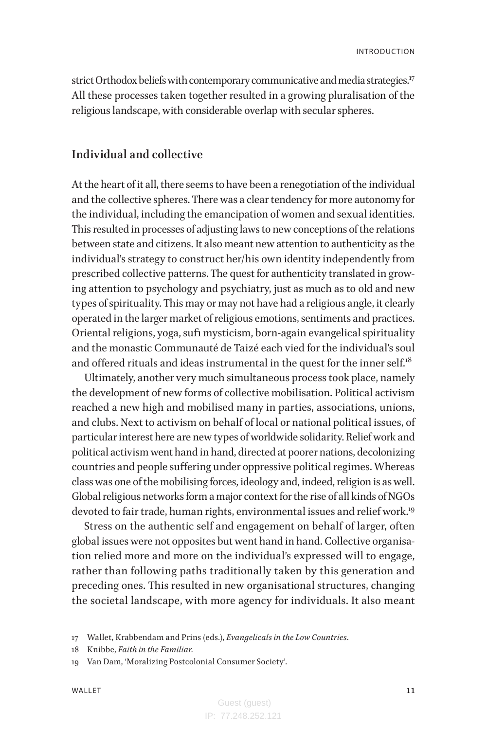strict Orthodox beliefs with contemporary communicative and media strategies.[17] All these processes taken together resulted in a growing pluralisation of the religious landscape, with considerable overlap with secular spheres.

## Individual and collective

At the heart of it all, there seems to have been a renegotiation of the individual and the collective spheres. There was a clear tendency for more autonomy for the individual, including the emancipation of women and sexual identities. This resulted in processes of adjusting laws to new conceptions of the relations between state and citizens. It also meant new attention to authenticity as the individual's strategy to construct her/his own identity independently from prescribed collective patterns. The quest for authenticity translated in growing attention to psychology and psychiatry, just as much as to old and new types of spirituality. This may or may not have had a religious angle, it clearly operated in the larger market of religious emotions, sentiments and practices. Oriental religions, yoga, sufi mysticism, born-again evangelical spirituality and the monastic Communauté de Taizé each vied for the individual's soul and offered rituals and ideas instrumental in the quest for the inner self.[18]

Ultimately, another very much simultaneous process took place, namely the development of new forms of collective mobilisation. Political activism reached a new high and mobilised many in parties, associations, unions, and clubs. Next to activism on behalf of local or national political issues, of particular interest here are new types of worldwide solidarity. Relief work and political activism went hand in hand, directed at poorer nations, decolonizing countries and people suffering under oppressive political regimes. Whereas class was one of the mobilising forces, ideology and, indeed, religion is as well. Global religious networks form a major context for the rise of all kinds of NGOs devoted to fair trade, human rights, environmental issues and relief work.[19]

Stress on the authentic self and engagement on behalf of larger, often global issues were not opposites but went hand in hand. Collective organisation relied more and more on the individual's expressed will to engage, rather than following paths traditionally taken by this generation and preceding ones. This resulted in new organisational structures, changing the societal landscape, with more agency for individuals. It also meant

17 Wallet, Krabbendam and Prins (eds.), *Evangelicals in the Low Countries*.

18 Knibbe, *Faith in the Familiar*.

19 Van Dam, 'Moralizing Postcolonial Consumer Society'.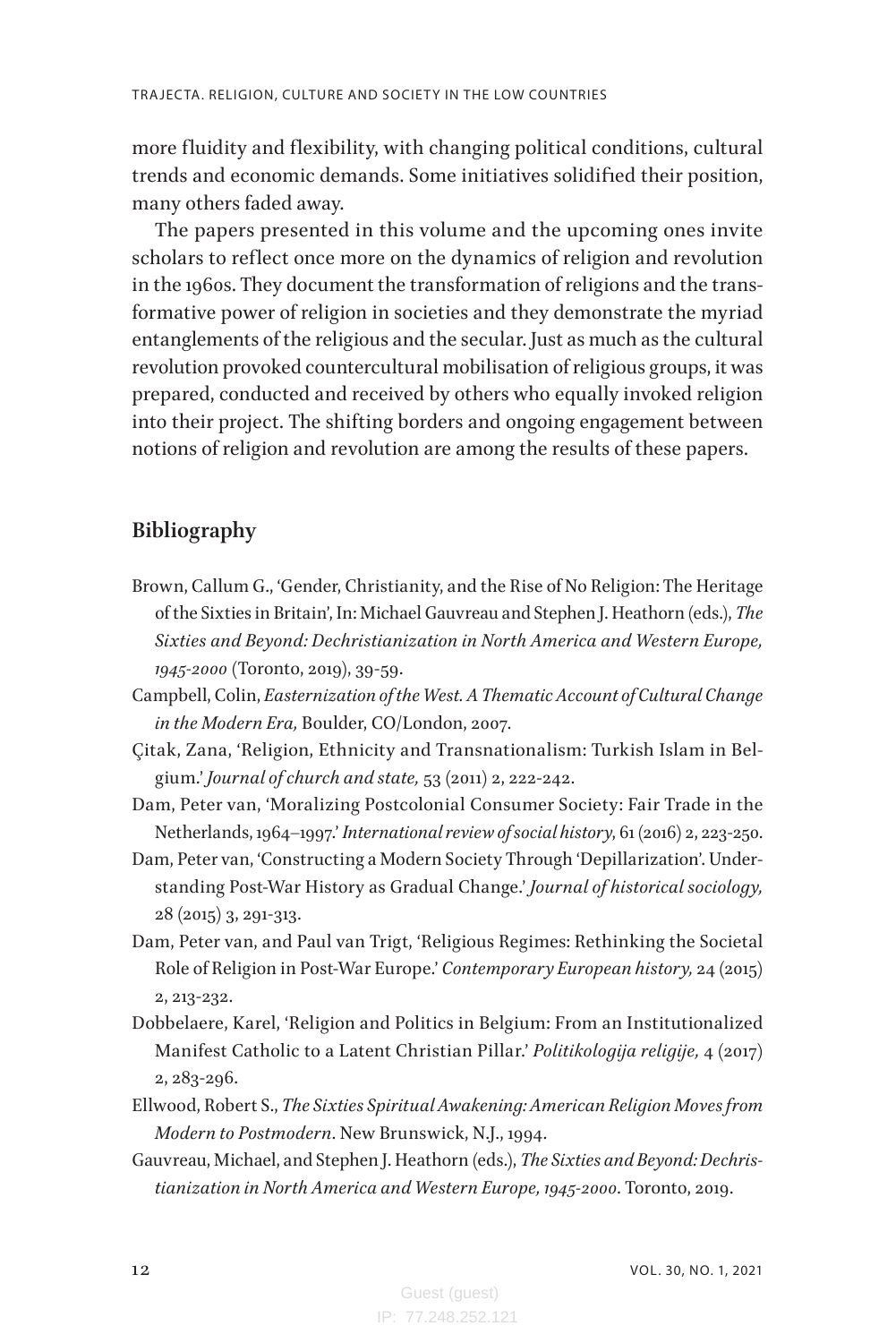more fluidity and flexibility, with changing political conditions, cultural trends and economic demands. Some initiatives solidified their position, many others faded away.

The papers presented in this volume and the upcoming ones invite scholars to reflect once more on the dynamics of religion and revolution in the 1960s. They document the transformation of religions and the transformative power of religion in societies and they demonstrate the myriad entanglements of the religious and the secular. Just as much as the cultural revolution provoked countercultural mobilisation of religious groups, it was prepared, conducted and received by others who equally invoked religion into their project. The shifting borders and ongoing engagement between notions of religion and revolution are among the results of these papers.

## Bibliography

Brown, Callum G., 'Gender, Christianity, and the Rise of No Religion: The Heritage of the Sixties in Britain', In: Michael Gauvreau and Stephen J. Heathorn (eds.), *The Sixties and Beyond: Dechristianization in North America and Western Europe, 1945-2000* (Toronto, 2019), 39-59.

Campbell, Colin, *Easternization of the West. A Thematic Account of Cultural Change in the Modern Era,* Boulder, CO/London, 2007.

Çitak, Zana, 'Religion, Ethnicity and Transnationalism: Turkish Islam in Belgium.' *Journal of church and state,* 53 (2011) 2, 222-242.

Dam, Peter van, 'Moralizing Postcolonial Consumer Society: Fair Trade in the Netherlands, 1964–1997.' *International review of social history,* 61 (2016) 2, 223-250.

Dam, Peter van, 'Constructing a Modern Society Through 'Depillarization'. Understanding Post-War History as Gradual Change.' *Journal of historical sociology,* 28 (2015) 3, 291-313.

Dam, Peter van, and Paul van Trigt, 'Religious Regimes: Rethinking the Societal Role of Religion in Post-War Europe.' *Contemporary European history,* 24 (2015) 2, 213-232.

Dobbelaere, Karel, 'Religion and Politics in Belgium: From an Institutionalized Manifest Catholic to a Latent Christian Pillar.' *Politikologija religije,* 4 (2017) 2, 283-296.

Ellwood, Robert S., *The Sixties Spiritual Awakening: American Religion Moves from Modern to Postmodern*. New Brunswick, N.J., 1994.

Gauvreau, Michael, and Stephen J. Heathorn (eds.), *The Sixties and Beyond: Dechristianization in North America and Western Europe, 1945-2000*. Toronto, 2019.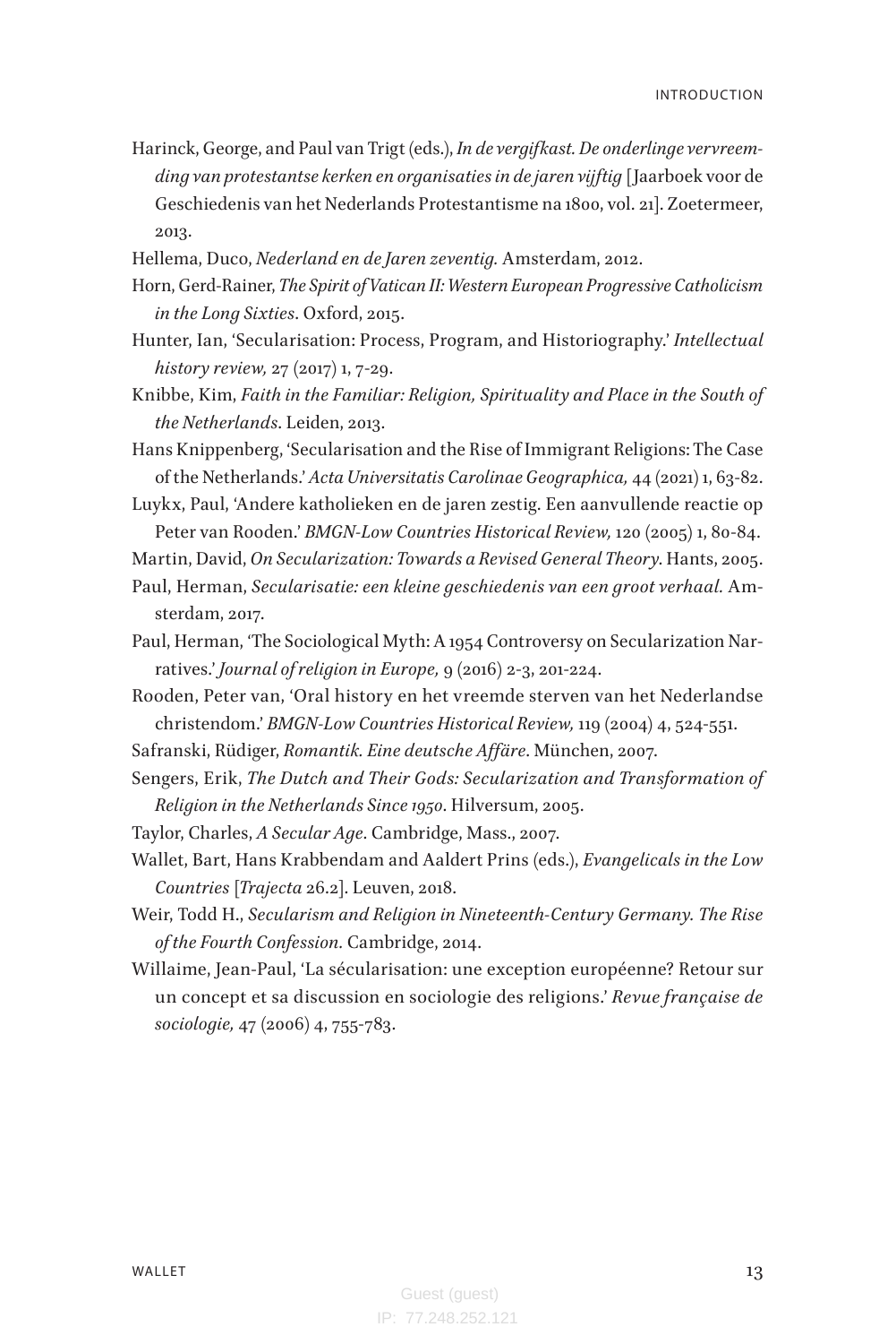Harinck, George, and Paul van Trigt (eds.), *In de vergifkast. De onderlinge vervreemding van protestantse kerken en organisaties in de jaren vijftig* [Jaarboek voor de Geschiedenis van het Nederlands Protestantisme na 1800, vol. 21]. Zoetermeer, 2013.

Hellema, Duco, *Nederland en de Jaren zeventig.* Amsterdam, 2012.

Horn, Gerd-Rainer, *The Spirit of Vatican II: Western European Progressive Catholicism in the Long Sixties*. Oxford, 2015.

Hunter, Ian, 'Secularisation: Process, Program, and Historiography.' *Intellectual history review,* 27 (2017) 1, 7-29.

Knibbe, Kim, *Faith in the Familiar: Religion, Spirituality and Place in the South of the Netherlands*. Leiden, 2013.

Hans Knippenberg, 'Secularisation and the Rise of Immigrant Religions: The Case of the Netherlands.' *Acta Universitatis Carolinae Geographica,* 44 (2021) 1, 63-82.

Luykx, Paul, 'Andere katholieken en de jaren zestig. Een aanvullende reactie op Peter van Rooden.' *BMGN-Low Countries Historical Review,* 120 (2005) 1, 80-84.

Martin, David, *On Secularization: Towards a Revised General Theory*. Hants, 2005.

Paul, Herman, *Secularisatie: een kleine geschiedenis van een groot verhaal.* Amsterdam, 2017.

Paul, Herman, 'The Sociological Myth: A 1954 Controversy on Secularization Narratives.' *Journal of religion in Europe,* 9 (2016) 2-3, 201-224.

Rooden, Peter van, 'Oral history en het vreemde sterven van het Nederlandse christendom.' *BMGN-Low Countries Historical Review,* 119 (2004) 4, 524-551.

Safranski, Rüdiger, *Romantik. Eine deutsche Affäre*. München, 2007.

Sengers, Erik, *The Dutch and Their Gods: Secularization and Transformation of Religion in the Netherlands Since 1950*. Hilversum, 2005.

Taylor, Charles, *A Secular Age*. Cambridge, Mass., 2007.

Wallet, Bart, Hans Krabbendam and Aaldert Prins (eds.), *Evangelicals in the Low Countries* [*Trajecta* 26.2]. Leuven, 2018.

Weir, Todd H., *Secularism and Religion in Nineteenth-Century Germany. The Rise of the Fourth Confession.* Cambridge, 2014.

Willaime, Jean-Paul, 'La sécularisation: une exception européenne? Retour sur un concept et sa discussion en sociologie des religions.' *Revue française de sociologie,* 47 (2006) 4, 755-783.